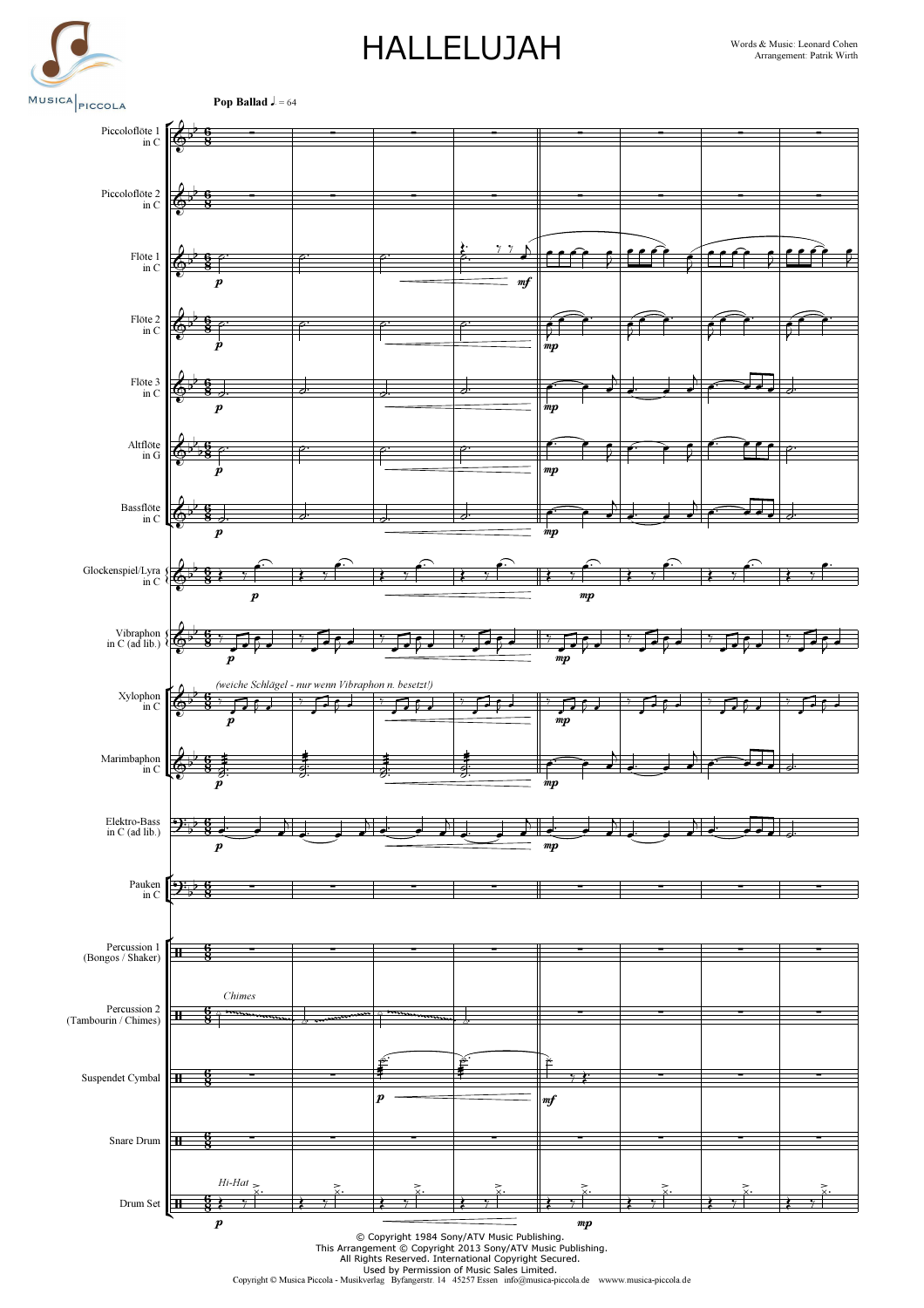# HALLELUJAH

Words & Music: Leonard Cohen
Arrangement: Patrik Wirth

MUSICA | PICCOLA

**Pop Ballad** ♩ = 64

Piccoloflöte 1 in C
Piccoloflöte 2 in C
Flöte 1 in C
Flöte 2 in C
Flöte 3 in C
Altflöte in G
Bassflöte in C
Glockenspiel/Lyra in C
Vibraphon in C (ad lib.)
Xylophon in C
Marimbaphon in C
Elektro-Bass in C (ad lib.)
Pauken in C
Percussion 1 (Bongos / Shaker)
Percussion 2 (Tambourin / Chimes)
Suspendet Cymbal
Snare Drum
Drum Set

*(weiche Schlägel - nur wenn Vibraphon n. besetzt!)*

*Chimes*

*Hi-Hat*

© Copyright 1984 Sony/ATV Music Publishing.
This Arrangement © Copyright 2013 Sony/ATV Music Publishing.
All Rights Reserved. International Copyright Secured.
Used by Permission of Music Sales Limited.
Copyright © Musica Piccola - Musikverlag Byfangerstr. 14 45257 Essen info@musica-piccola.de wwww.musica-piccola.de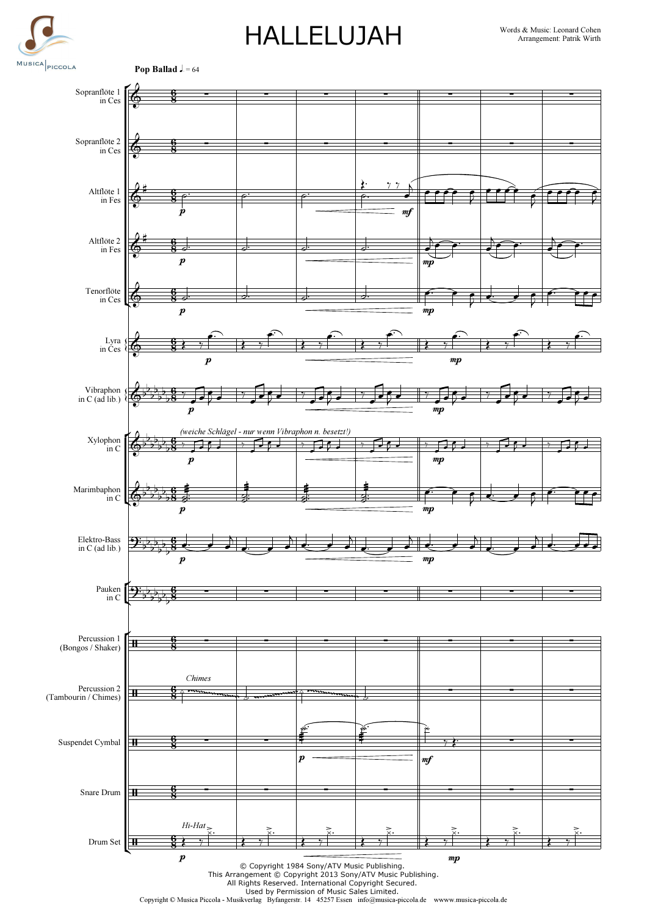# HALLELUJAH

Words & Music: Leonard Cohen
Arrangement: Patrik Wirth

**Pop Ballad** ♩ = 64

© Copyright 1984 Sony/ATV Music Publishing.
This Arrangement © Copyright 2013 Sony/ATV Music Publishing.
All Rights Reserved. International Copyright Secured.
Used by Permission of Music Sales Limited.
Copyright © Musica Piccola - Musikverlag Byfangerstr. 14 45257 Essen info@musica-piccola.de www.musica-piccola.de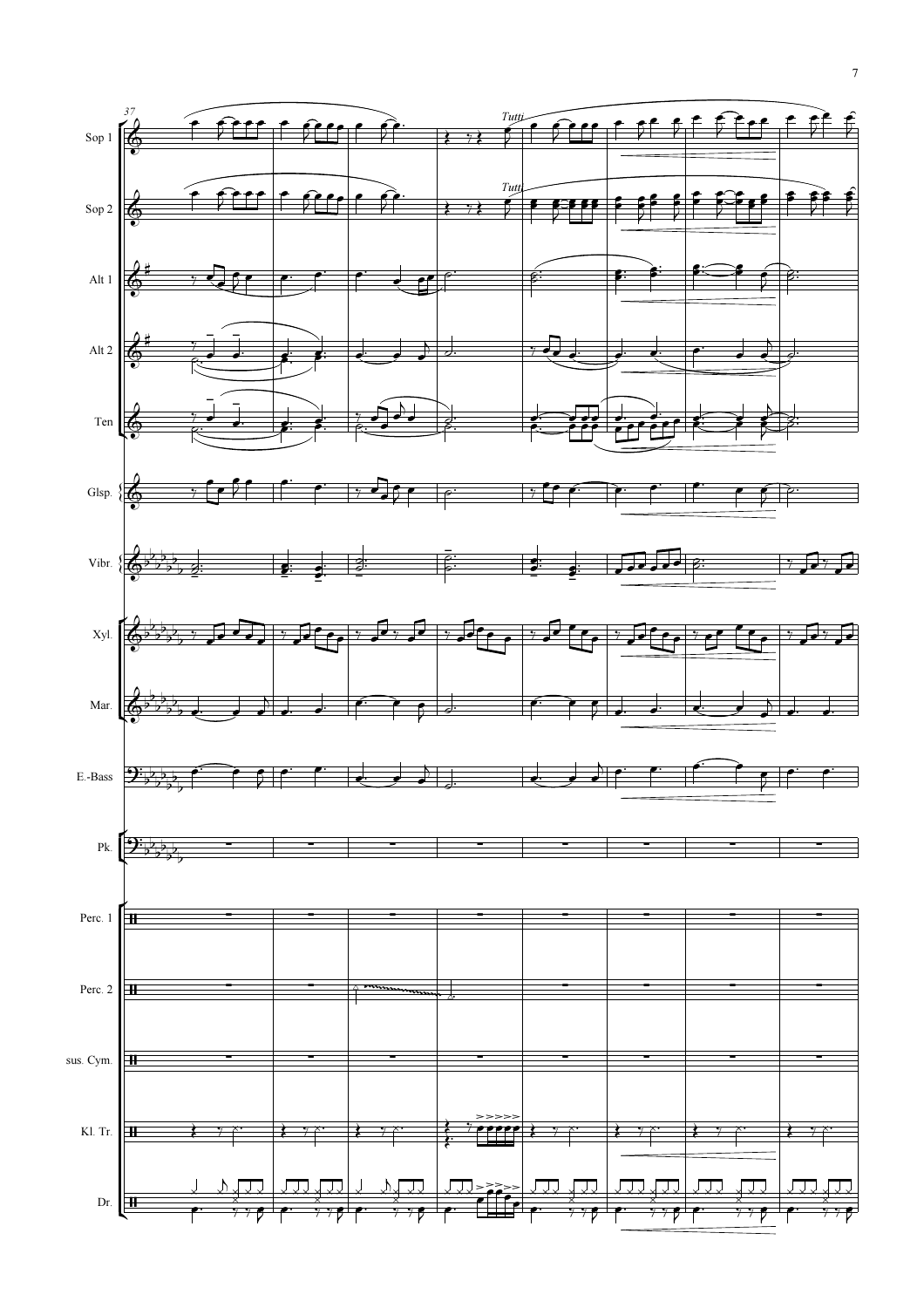37

Sop 1 — *Tutti*

Sop 2 — *Tutti*

Alt 1

Alt 2

Ten

Glsp.

Vibr.

Xyl.

Mar.

E.-Bass

Pk.

Perc. 1

Perc. 2

sus. Cym.

Kl. Tr.

Dr.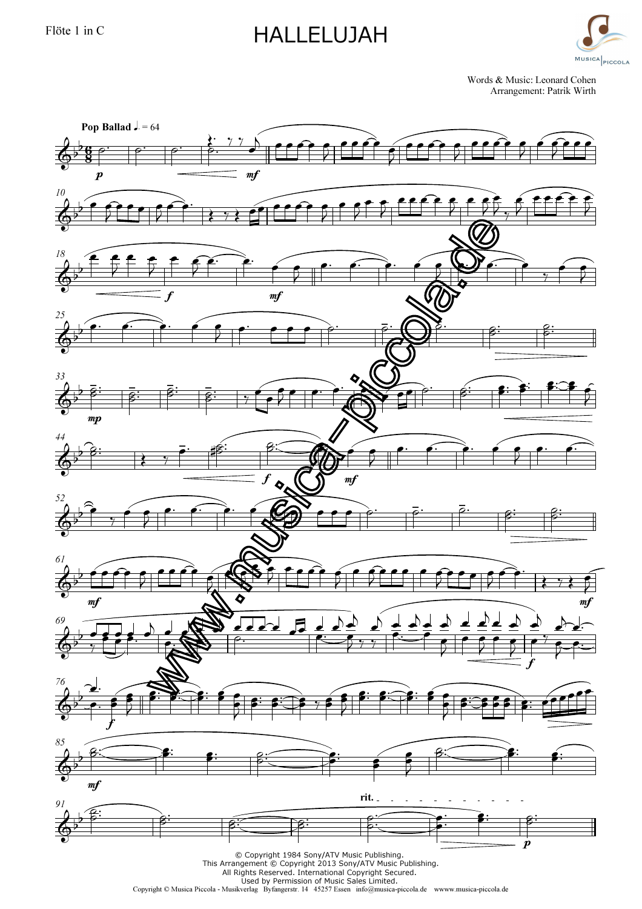Flöte 1 in C

# HALLELUJAH

Words & Music: Leonard Cohen
Arrangement: Patrik Wirth

© Copyright 1984 Sony/ATV Music Publishing.
This Arrangement © Copyright 2013 Sony/ATV Music Publishing.
All Rights Reserved. International Copyright Secured.
Used by Permission of Music Sales Limited.
Copyright © Musica Piccola - Musikverlag Byfangerstr. 14 45257 Essen info@musica-piccola.de www.musica-piccola.de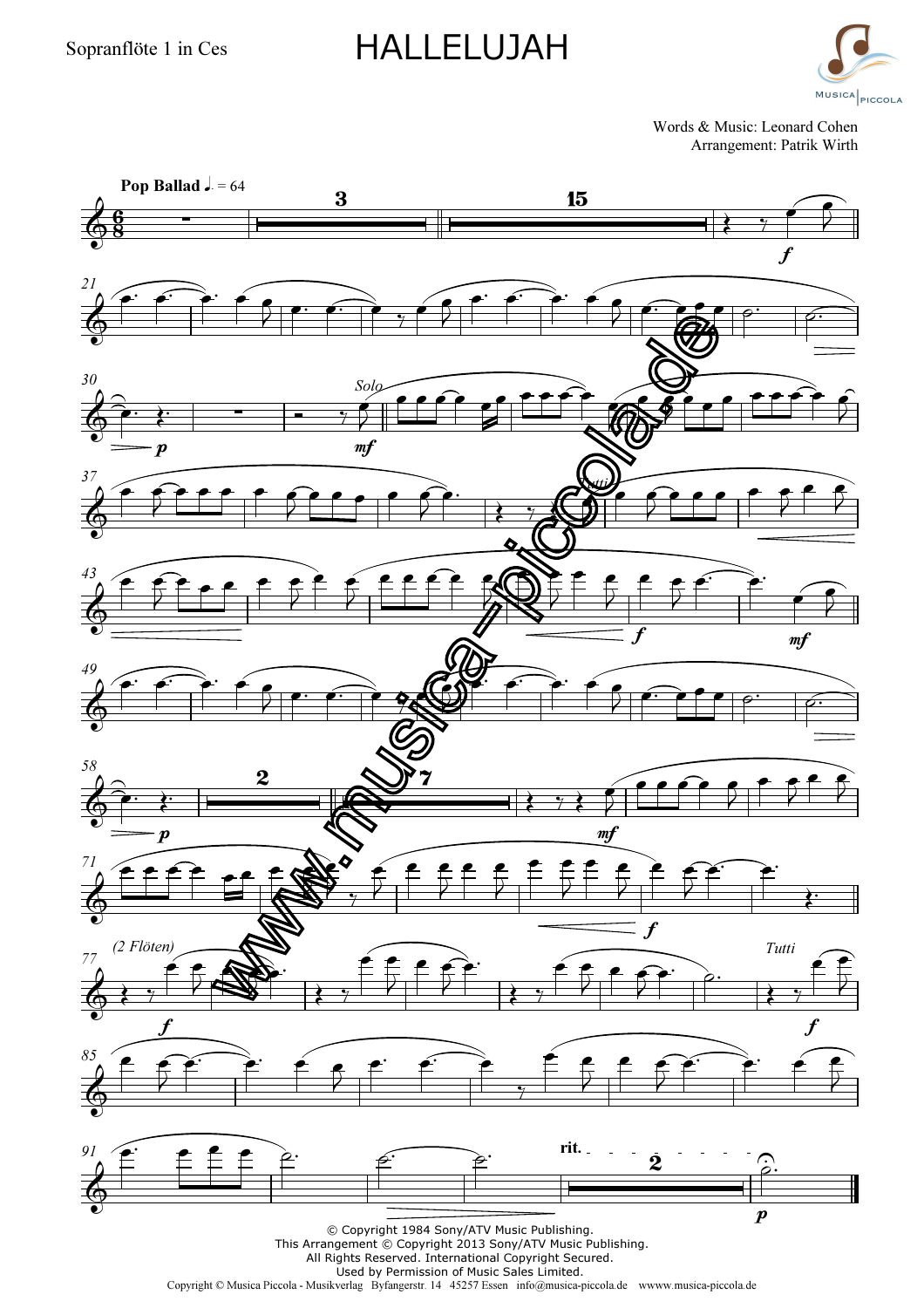Sopranflöte 1 in Ces

# HALLELUJAH

Words & Music: Leonard Cohen
Arrangement: Patrik Wirth

© Copyright 1984 Sony/ATV Music Publishing.
This Arrangement © Copyright 2013 Sony/ATV Music Publishing.
All Rights Reserved. International Copyright Secured.
Used by Permission of Music Sales Limited.

Copyright © Musica Piccola - Musikverlag Byfangerstr. 14 45257 Essen info@musica-piccola.de www.musica-piccola.de